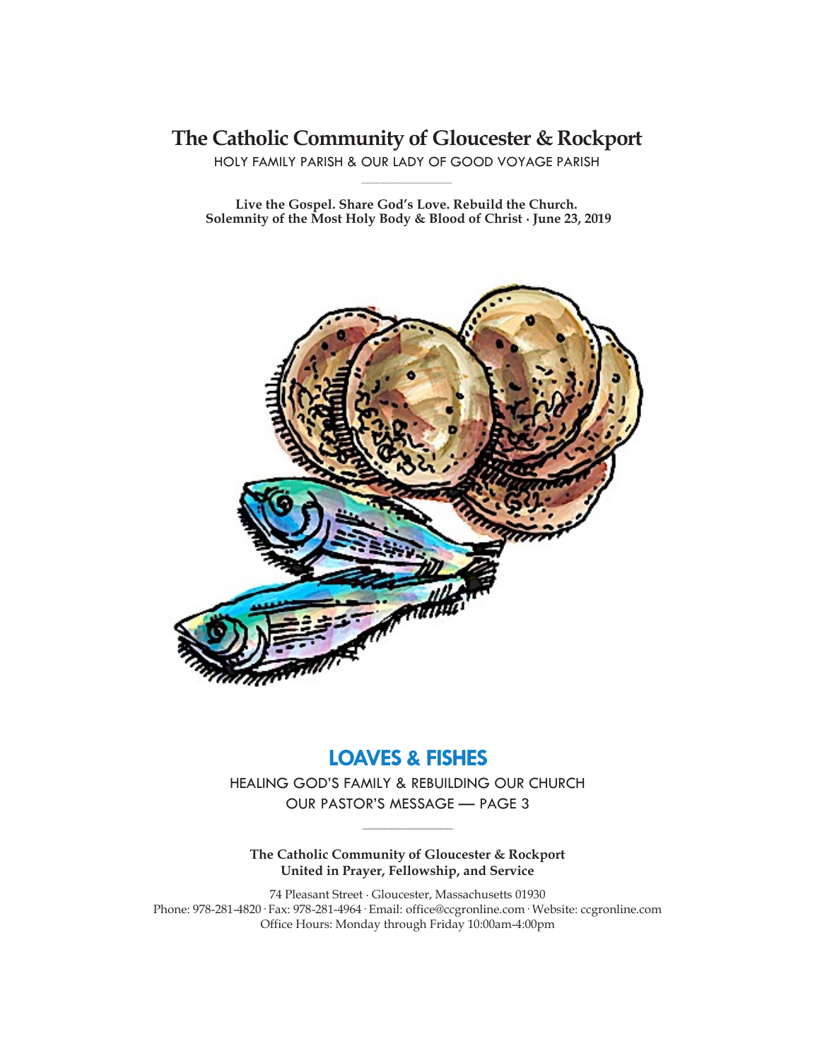# The Catholic Community of Gloucester & Rockport

HOLY FAMILY PARISH & OUR LADY OF GOOD VOYAGE PARISH

**Live the Gospel. Share God's Love. Rebuild the Church.**
**Solemnity of the Most Holy Body & Blood of Christ · June 23, 2019**

## LOAVES & FISHES

HEALING GOD'S FAMILY & REBUILDING OUR CHURCH
OUR PASTOR'S MESSAGE — PAGE 3

**The Catholic Community of Gloucester & Rockport**
**United in Prayer, Fellowship, and Service**

74 Pleasant Street · Gloucester, Massachusetts 01930
Phone: 978-281-4820 · Fax: 978-281-4964 · Email: office@ccgronline.com · Website: ccgronline.com
Office Hours: Monday through Friday 10:00am-4:00pm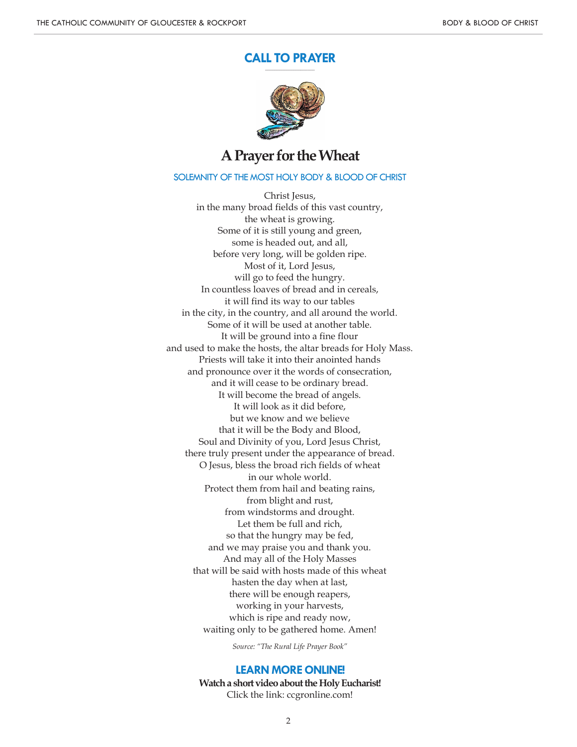## CALL TO PRAYER

# A Prayer for the Wheat

### SOLEMNITY OF THE MOST HOLY BODY & BLOOD OF CHRIST

Christ Jesus,
in the many broad fields of this vast country,
the wheat is growing.
Some of it is still young and green,
some is headed out, and all,
before very long, will be golden ripe.
Most of it, Lord Jesus,
will go to feed the hungry.
In countless loaves of bread and in cereals,
it will find its way to our tables
in the city, in the country, and all around the world.
Some of it will be used at another table.
It will be ground into a fine flour
and used to make the hosts, the altar breads for Holy Mass.
Priests will take it into their anointed hands
and pronounce over it the words of consecration,
and it will cease to be ordinary bread.
It will become the bread of angels.
It will look as it did before,
but we know and we believe
that it will be the Body and Blood,
Soul and Divinity of you, Lord Jesus Christ,
there truly present under the appearance of bread.
O Jesus, bless the broad rich fields of wheat
in our whole world.
Protect them from hail and beating rains,
from blight and rust,
from windstorms and drought.
Let them be full and rich,
so that the hungry may be fed,
and we may praise you and thank you.
And may all of the Holy Masses
that will be said with hosts made of this wheat
hasten the day when at last,
there will be enough reapers,
working in your harvests,
which is ripe and ready now,
waiting only to be gathered home. Amen!

*Source: "The Rural Life Prayer Book"*

## LEARN MORE ONLINE!

**Watch a short video about the Holy Eucharist!**
Click the link: ccgronline.com!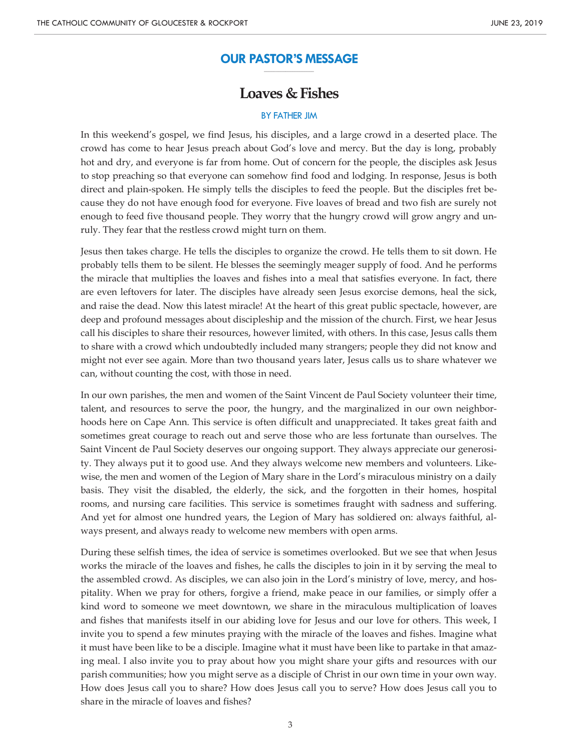## OUR PASTOR'S MESSAGE

# Loaves & Fishes

BY FATHER JIM

In this weekend's gospel, we find Jesus, his disciples, and a large crowd in a deserted place. The crowd has come to hear Jesus preach about God's love and mercy. But the day is long, probably hot and dry, and everyone is far from home. Out of concern for the people, the disciples ask Jesus to stop preaching so that everyone can somehow find food and lodging. In response, Jesus is both direct and plain-spoken. He simply tells the disciples to feed the people. But the disciples fret because they do not have enough food for everyone. Five loaves of bread and two fish are surely not enough to feed five thousand people. They worry that the hungry crowd will grow angry and unruly. They fear that the restless crowd might turn on them.

Jesus then takes charge. He tells the disciples to organize the crowd. He tells them to sit down. He probably tells them to be silent. He blesses the seemingly meager supply of food. And he performs the miracle that multiplies the loaves and fishes into a meal that satisfies everyone. In fact, there are even leftovers for later. The disciples have already seen Jesus exorcise demons, heal the sick, and raise the dead. Now this latest miracle! At the heart of this great public spectacle, however, are deep and profound messages about discipleship and the mission of the church. First, we hear Jesus call his disciples to share their resources, however limited, with others. In this case, Jesus calls them to share with a crowd which undoubtedly included many strangers; people they did not know and might not ever see again. More than two thousand years later, Jesus calls us to share whatever we can, without counting the cost, with those in need.

In our own parishes, the men and women of the Saint Vincent de Paul Society volunteer their time, talent, and resources to serve the poor, the hungry, and the marginalized in our own neighborhoods here on Cape Ann. This service is often difficult and unappreciated. It takes great faith and sometimes great courage to reach out and serve those who are less fortunate than ourselves. The Saint Vincent de Paul Society deserves our ongoing support. They always appreciate our generosity. They always put it to good use. And they always welcome new members and volunteers. Likewise, the men and women of the Legion of Mary share in the Lord's miraculous ministry on a daily basis. They visit the disabled, the elderly, the sick, and the forgotten in their homes, hospital rooms, and nursing care facilities. This service is sometimes fraught with sadness and suffering. And yet for almost one hundred years, the Legion of Mary has soldiered on: always faithful, always present, and always ready to welcome new members with open arms.

During these selfish times, the idea of service is sometimes overlooked. But we see that when Jesus works the miracle of the loaves and fishes, he calls the disciples to join in it by serving the meal to the assembled crowd. As disciples, we can also join in the Lord's ministry of love, mercy, and hospitality. When we pray for others, forgive a friend, make peace in our families, or simply offer a kind word to someone we meet downtown, we share in the miraculous multiplication of loaves and fishes that manifests itself in our abiding love for Jesus and our love for others. This week, I invite you to spend a few minutes praying with the miracle of the loaves and fishes. Imagine what it must have been like to be a disciple. Imagine what it must have been like to partake in that amazing meal. I also invite you to pray about how you might share your gifts and resources with our parish communities; how you might serve as a disciple of Christ in our own time in your own way. How does Jesus call you to share? How does Jesus call you to serve? How does Jesus call you to share in the miracle of loaves and fishes?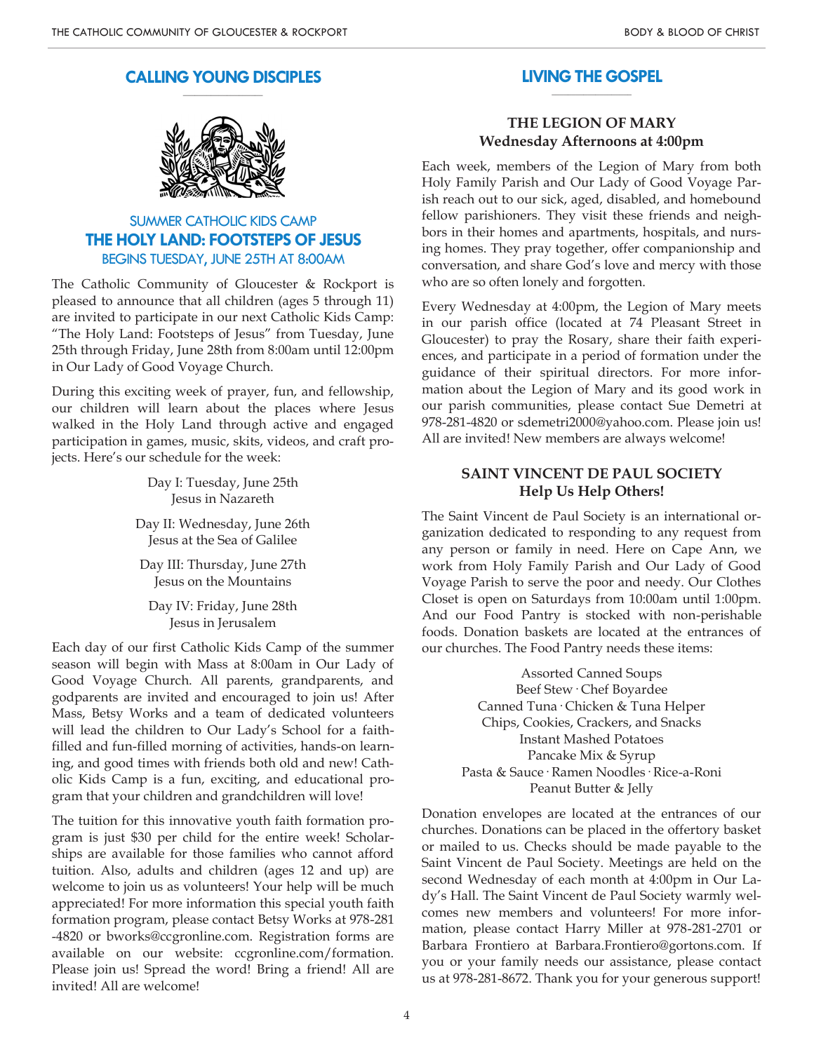## CALLING YOUNG DISCIPLES

### SUMMER CATHOLIC KIDS CAMP
### THE HOLY LAND: FOOTSTEPS OF JESUS
### BEGINS TUESDAY, JUNE 25TH AT 8:00AM

The Catholic Community of Gloucester & Rockport is pleased to announce that all children (ages 5 through 11) are invited to participate in our next Catholic Kids Camp: "The Holy Land: Footsteps of Jesus" from Tuesday, June 25th through Friday, June 28th from 8:00am until 12:00pm in Our Lady of Good Voyage Church.

During this exciting week of prayer, fun, and fellowship, our children will learn about the places where Jesus walked in the Holy Land through active and engaged participation in games, music, skits, videos, and craft projects. Here's our schedule for the week:

Day I: Tuesday, June 25th
Jesus in Nazareth

Day II: Wednesday, June 26th
Jesus at the Sea of Galilee

Day III: Thursday, June 27th
Jesus on the Mountains

Day IV: Friday, June 28th
Jesus in Jerusalem

Each day of our first Catholic Kids Camp of the summer season will begin with Mass at 8:00am in Our Lady of Good Voyage Church. All parents, grandparents, and godparents are invited and encouraged to join us! After Mass, Betsy Works and a team of dedicated volunteers will lead the children to Our Lady's School for a faith-filled and fun-filled morning of activities, hands-on learning, and good times with friends both old and new! Catholic Kids Camp is a fun, exciting, and educational program that your children and grandchildren will love!

The tuition for this innovative youth faith formation program is just $30 per child for the entire week! Scholarships are available for those families who cannot afford tuition. Also, adults and children (ages 12 and up) are welcome to join us as volunteers! Your help will be much appreciated! For more information this special youth faith formation program, please contact Betsy Works at 978-281-4820 or bworks@ccgronline.com. Registration forms are available on our website: ccgronline.com/formation. Please join us! Spread the word! Bring a friend! All are invited! All are welcome!

## LIVING THE GOSPEL

### THE LEGION OF MARY
**Wednesday Afternoons at 4:00pm**

Each week, members of the Legion of Mary from both Holy Family Parish and Our Lady of Good Voyage Parish reach out to our sick, aged, disabled, and homebound fellow parishioners. They visit these friends and neighbors in their homes and apartments, hospitals, and nursing homes. They pray together, offer companionship and conversation, and share God's love and mercy with those who are so often lonely and forgotten.

Every Wednesday at 4:00pm, the Legion of Mary meets in our parish office (located at 74 Pleasant Street in Gloucester) to pray the Rosary, share their faith experiences, and participate in a period of formation under the guidance of their spiritual directors. For more information about the Legion of Mary and its good work in our parish communities, please contact Sue Demetri at 978-281-4820 or sdemetri2000@yahoo.com. Please join us! All are invited! New members are always welcome!

### SAINT VINCENT DE PAUL SOCIETY
**Help Us Help Others!**

The Saint Vincent de Paul Society is an international organization dedicated to responding to any request from any person or family in need. Here on Cape Ann, we work from Holy Family Parish and Our Lady of Good Voyage Parish to serve the poor and needy. Our Clothes Closet is open on Saturdays from 10:00am until 1:00pm. And our Food Pantry is stocked with non-perishable foods. Donation baskets are located at the entrances of our churches. The Food Pantry needs these items:

Assorted Canned Soups
Beef Stew · Chef Boyardee
Canned Tuna · Chicken & Tuna Helper
Chips, Cookies, Crackers, and Snacks
Instant Mashed Potatoes
Pancake Mix & Syrup
Pasta & Sauce · Ramen Noodles · Rice-a-Roni
Peanut Butter & Jelly

Donation envelopes are located at the entrances of our churches. Donations can be placed in the offertory basket or mailed to us. Checks should be made payable to the Saint Vincent de Paul Society. Meetings are held on the second Wednesday of each month at 4:00pm in Our Lady's Hall. The Saint Vincent de Paul Society warmly welcomes new members and volunteers! For more information, please contact Harry Miller at 978-281-2701 or Barbara Frontiero at Barbara.Frontiero@gortons.com. If you or your family needs our assistance, please contact us at 978-281-8672. Thank you for your generous support!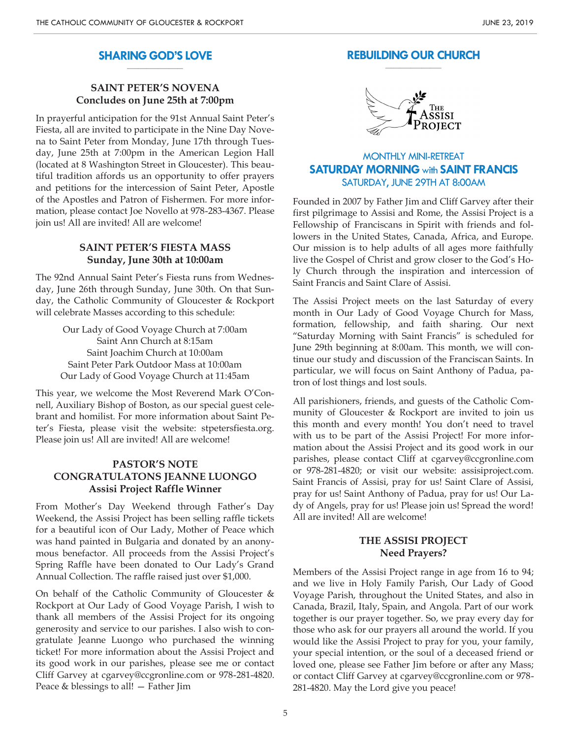## SHARING GOD'S LOVE

### SAINT PETER'S NOVENA
**Concludes on June 25th at 7:00pm**

In prayerful anticipation for the 91st Annual Saint Peter's Fiesta, all are invited to participate in the Nine Day Novena to Saint Peter from Monday, June 17th through Tuesday, June 25th at 7:00pm in the American Legion Hall (located at 8 Washington Street in Gloucester). This beautiful tradition affords us an opportunity to offer prayers and petitions for the intercession of Saint Peter, Apostle of the Apostles and Patron of Fishermen. For more information, please contact Joe Novello at 978-283-4367. Please join us! All are invited! All are welcome!

### SAINT PETER'S FIESTA MASS
**Sunday, June 30th at 10:00am**

The 92nd Annual Saint Peter's Fiesta runs from Wednesday, June 26th through Sunday, June 30th. On that Sunday, the Catholic Community of Gloucester & Rockport will celebrate Masses according to this schedule:

Our Lady of Good Voyage Church at 7:00am
Saint Ann Church at 8:15am
Saint Joachim Church at 10:00am
Saint Peter Park Outdoor Mass at 10:00am
Our Lady of Good Voyage Church at 11:45am

This year, we welcome the Most Reverend Mark O'Connell, Auxiliary Bishop of Boston, as our special guest celebrant and homilist. For more information about Saint Peter's Fiesta, please visit the website: stpetersfiesta.org. Please join us! All are invited! All are welcome!

### PASTOR'S NOTE
### CONGRATULATONS JEANNE LUONGO
**Assisi Project Raffle Winner**

From Mother's Day Weekend through Father's Day Weekend, the Assisi Project has been selling raffle tickets for a beautiful icon of Our Lady, Mother of Peace which was hand painted in Bulgaria and donated by an anonymous benefactor. All proceeds from the Assisi Project's Spring Raffle have been donated to Our Lady's Grand Annual Collection. The raffle raised just over $1,000.

On behalf of the Catholic Community of Gloucester & Rockport at Our Lady of Good Voyage Parish, I wish to thank all members of the Assisi Project for its ongoing generosity and service to our parishes. I also wish to congratulate Jeanne Luongo who purchased the winning ticket! For more information about the Assisi Project and its good work in our parishes, please see me or contact Cliff Garvey at cgarvey@ccgronline.com or 978-281-4820. Peace & blessings to all! — Father Jim

## REBUILDING OUR CHURCH

The Assisi Project

### MONTHLY MINI-RETREAT
### SATURDAY MORNING with SAINT FRANCIS
**SATURDAY, JUNE 29TH AT 8:00AM**

Founded in 2007 by Father Jim and Cliff Garvey after their first pilgrimage to Assisi and Rome, the Assisi Project is a Fellowship of Franciscans in Spirit with friends and followers in the United States, Canada, Africa, and Europe. Our mission is to help adults of all ages more faithfully live the Gospel of Christ and grow closer to the God's Holy Church through the inspiration and intercession of Saint Francis and Saint Clare of Assisi.

The Assisi Project meets on the last Saturday of every month in Our Lady of Good Voyage Church for Mass, formation, fellowship, and faith sharing. Our next "Saturday Morning with Saint Francis" is scheduled for June 29th beginning at 8:00am. This month, we will continue our study and discussion of the Franciscan Saints. In particular, we will focus on Saint Anthony of Padua, patron of lost things and lost souls.

All parishioners, friends, and guests of the Catholic Community of Gloucester & Rockport are invited to join us this month and every month! You don't need to travel with us to be part of the Assisi Project! For more information about the Assisi Project and its good work in our parishes, please contact Cliff at cgarvey@ccgronline.com or 978-281-4820; or visit our website: assisiproject.com. Saint Francis of Assisi, pray for us! Saint Clare of Assisi, pray for us! Saint Anthony of Padua, pray for us! Our Lady of Angels, pray for us! Please join us! Spread the word! All are invited! All are welcome!

### THE ASSISI PROJECT
**Need Prayers?**

Members of the Assisi Project range in age from 16 to 94; and we live in Holy Family Parish, Our Lady of Good Voyage Parish, throughout the United States, and also in Canada, Brazil, Italy, Spain, and Angola. Part of our work together is our prayer together. So, we pray every day for those who ask for our prayers all around the world. If you would like the Assisi Project to pray for you, your family, your special intention, or the soul of a deceased friend or loved one, please see Father Jim before or after any Mass; or contact Cliff Garvey at cgarvey@ccgronline.com or 978-281-4820. May the Lord give you peace!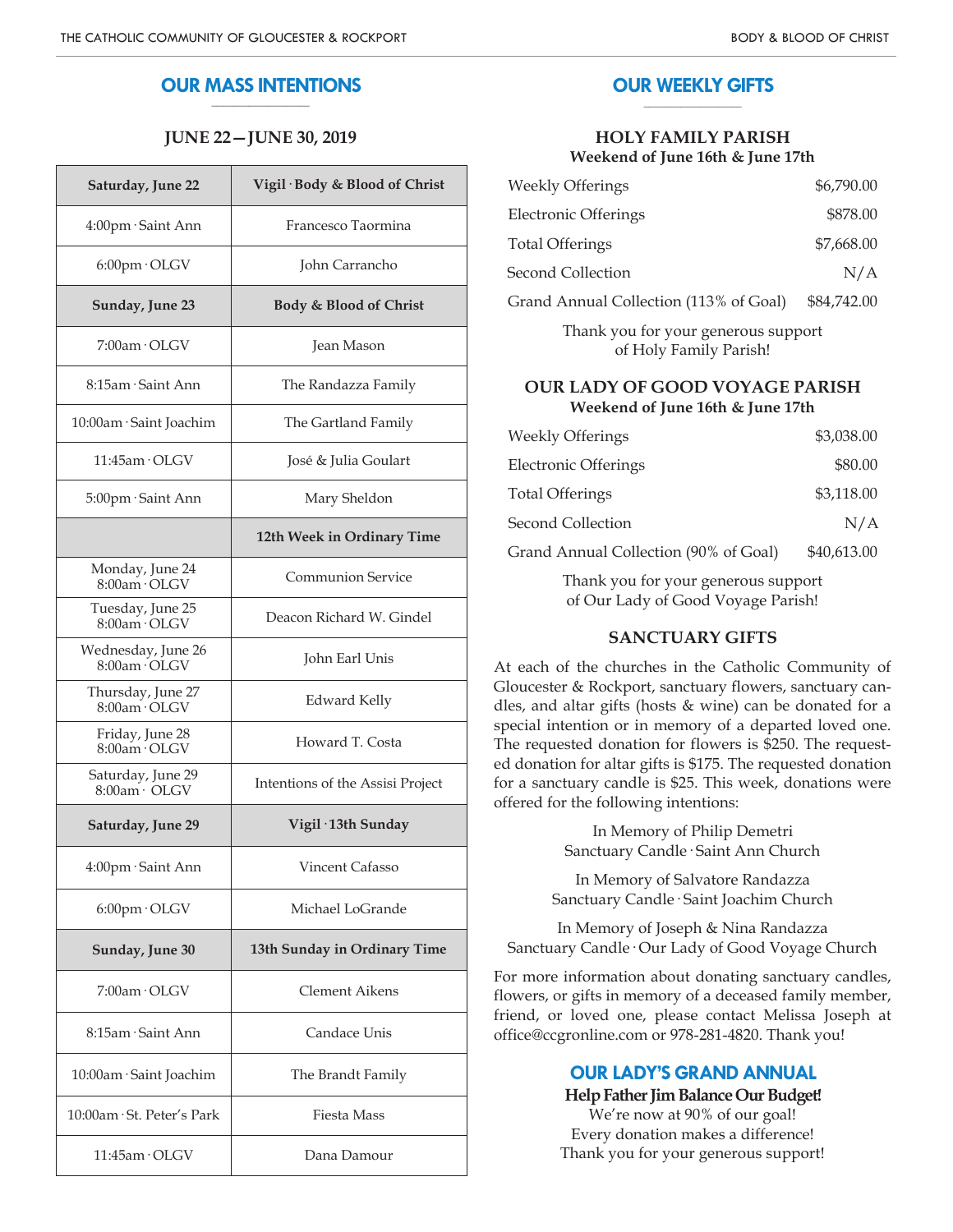## OUR MASS INTENTIONS

### JUNE 22—JUNE 30, 2019

| Saturday, June 22 | Vigil · Body & Blood of Christ |
| --- | --- |
| 4:00pm · Saint Ann | Francesco Taormina |
| 6:00pm · OLGV | John Carrancho |
| **Sunday, June 23** | **Body & Blood of Christ** |
| 7:00am · OLGV | Jean Mason |
| 8:15am · Saint Ann | The Randazza Family |
| 10:00am · Saint Joachim | The Gartland Family |
| 11:45am · OLGV | José & Julia Goulart |
| 5:00pm · Saint Ann | Mary Sheldon |
| | **12th Week in Ordinary Time** |
| Monday, June 24 8:00am · OLGV | Communion Service |
| Tuesday, June 25 8:00am · OLGV | Deacon Richard W. Gindel |
| Wednesday, June 26 8:00am · OLGV | John Earl Unis |
| Thursday, June 27 8:00am · OLGV | Edward Kelly |
| Friday, June 28 8:00am · OLGV | Howard T. Costa |
| Saturday, June 29 8:00am · OLGV | Intentions of the Assisi Project |
| **Saturday, June 29** | **Vigil · 13th Sunday** |
| 4:00pm · Saint Ann | Vincent Cafasso |
| 6:00pm · OLGV | Michael LoGrande |
| **Sunday, June 30** | **13th Sunday in Ordinary Time** |
| 7:00am · OLGV | Clement Aikens |
| 8:15am · Saint Ann | Candace Unis |
| 10:00am · Saint Joachim | The Brandt Family |
| 10:00am · St. Peter's Park | Fiesta Mass |
| 11:45am · OLGV | Dana Damour |

## OUR WEEKLY GIFTS

### HOLY FAMILY PARISH
**Weekend of June 16th & June 17th**

| | |
| --- | --- |
| Weekly Offerings | $6,790.00 |
| Electronic Offerings | $878.00 |
| Total Offerings | $7,668.00 |
| Second Collection | N/A |
| Grand Annual Collection (113% of Goal) | $84,742.00 |

Thank you for your generous support of Holy Family Parish!

### OUR LADY OF GOOD VOYAGE PARISH
**Weekend of June 16th & June 17th**

| | |
| --- | --- |
| Weekly Offerings | $3,038.00 |
| Electronic Offerings | $80.00 |
| Total Offerings | $3,118.00 |
| Second Collection | N/A |
| Grand Annual Collection (90% of Goal) | $40,613.00 |

Thank you for your generous support of Our Lady of Good Voyage Parish!

### SANCTUARY GIFTS

At each of the churches in the Catholic Community of Gloucester & Rockport, sanctuary flowers, sanctuary candles, and altar gifts (hosts & wine) can be donated for a special intention or in memory of a departed loved one. The requested donation for flowers is $250. The requested donation for altar gifts is $175. The requested donation for a sanctuary candle is $25. This week, donations were offered for the following intentions:

In Memory of Philip Demetri
Sanctuary Candle · Saint Ann Church

In Memory of Salvatore Randazza
Sanctuary Candle · Saint Joachim Church

In Memory of Joseph & Nina Randazza
Sanctuary Candle · Our Lady of Good Voyage Church

For more information about donating sanctuary candles, flowers, or gifts in memory of a deceased family member, friend, or loved one, please contact Melissa Joseph at office@ccgronline.com or 978-281-4820. Thank you!

## OUR LADY'S GRAND ANNUAL

**Help Father Jim Balance Our Budget!**
We're now at 90% of our goal!
Every donation makes a difference!
Thank you for your generous support!